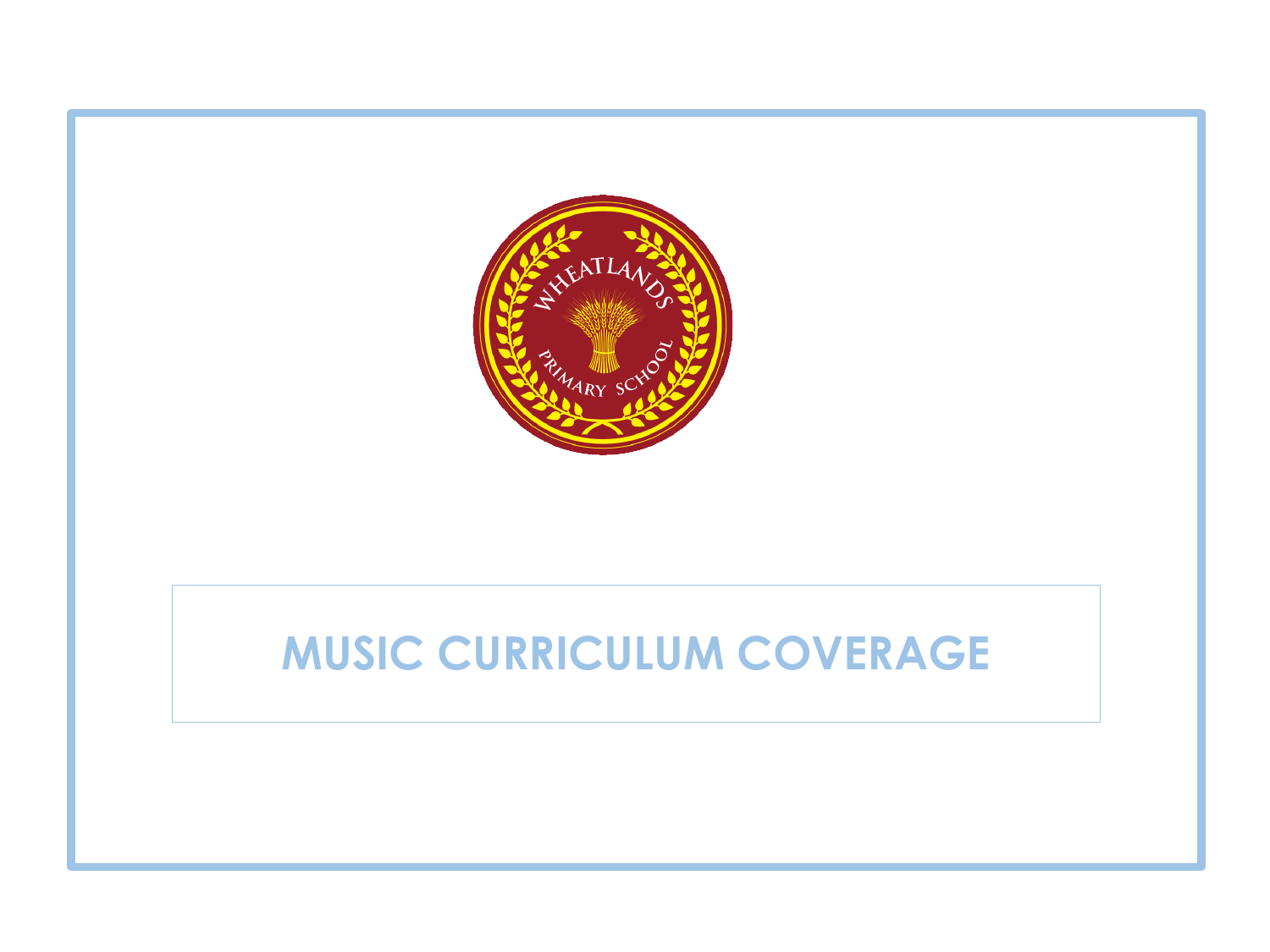# MUSIC CURRICULUM COVERAGE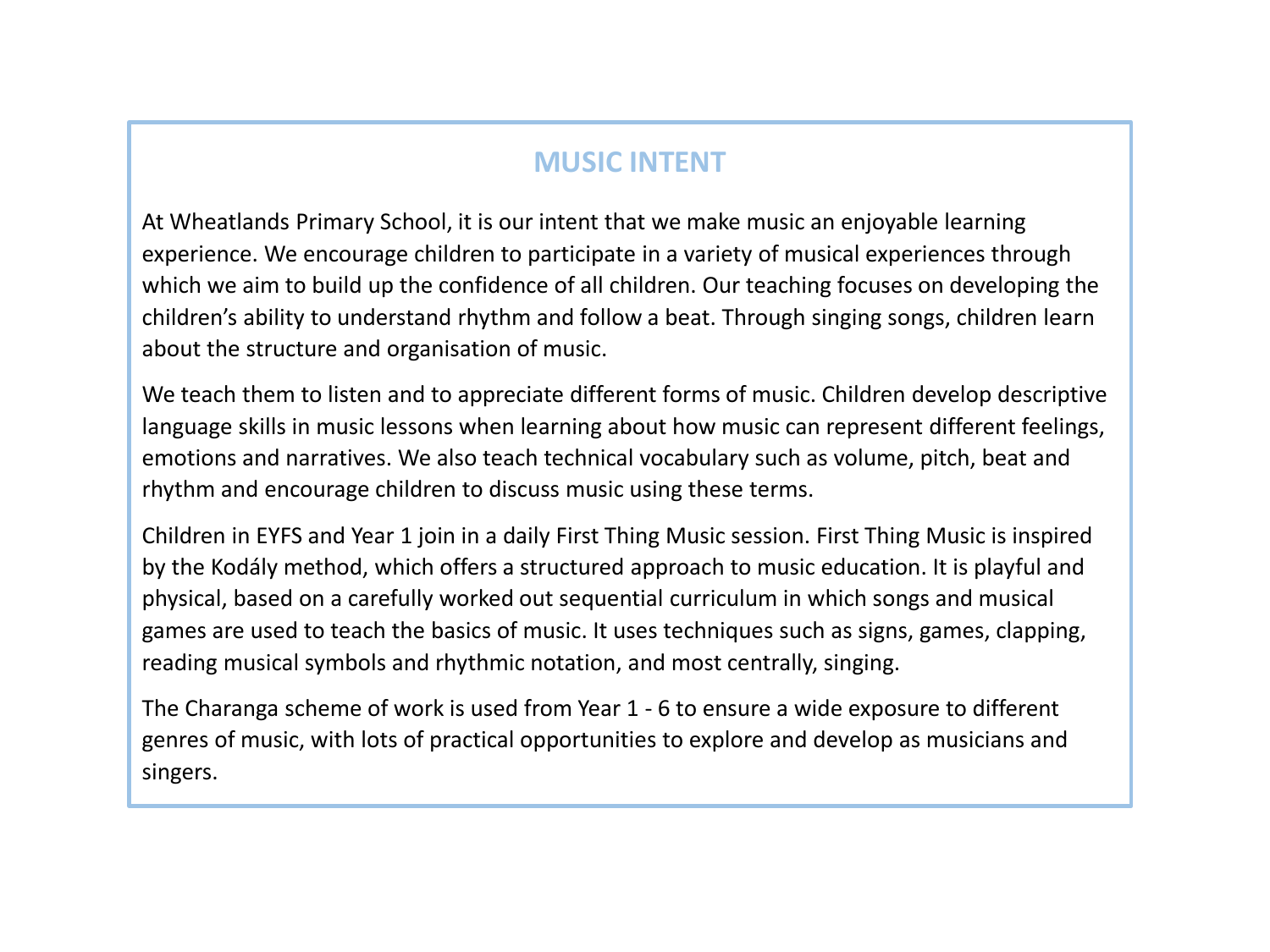# MUSIC INTENT

At Wheatlands Primary School, it is our intent that we make music an enjoyable learning experience. We encourage children to participate in a variety of musical experiences through which we aim to build up the confidence of all children. Our teaching focuses on developing the children's ability to understand rhythm and follow a beat. Through singing songs, children learn about the structure and organisation of music.

We teach them to listen and to appreciate different forms of music. Children develop descriptive language skills in music lessons when learning about how music can represent different feelings, emotions and narratives. We also teach technical vocabulary such as volume, pitch, beat and rhythm and encourage children to discuss music using these terms.

Children in EYFS and Year 1 join in a daily First Thing Music session. First Thing Music is inspired by the Kodály method, which offers a structured approach to music education. It is playful and physical, based on a carefully worked out sequential curriculum in which songs and musical games are used to teach the basics of music. It uses techniques such as signs, games, clapping, reading musical symbols and rhythmic notation, and most centrally, singing.

The Charanga scheme of work is used from Year 1 - 6 to ensure a wide exposure to different genres of music, with lots of practical opportunities to explore and develop as musicians and singers.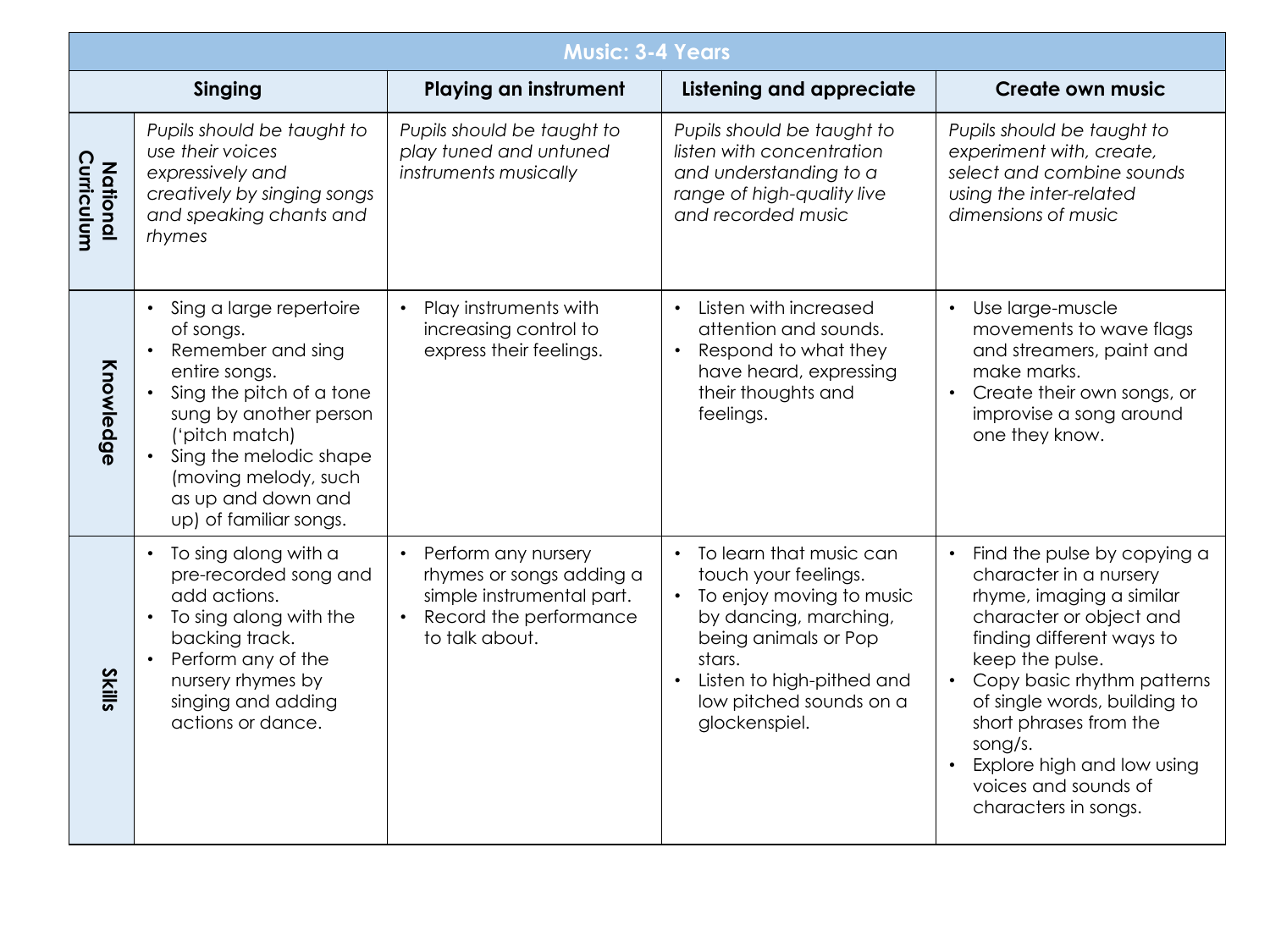| Music: 3-4 Years | | | | |
|---|---|---|---|---|
| | **Singing** | **Playing an instrument** | **Listening and appreciate** | **Create own music** |
| **National Curriculum** | *Pupils should be taught to use their voices expressively and creatively by singing songs and speaking chants and rhymes* | *Pupils should be taught to play tuned and untuned instruments musically* | *Pupils should be taught to listen with concentration and understanding to a range of high-quality live and recorded music* | *Pupils should be taught to experiment with, create, select and combine sounds using the inter-related dimensions of music* |
| **Knowledge** | • Sing a large repertoire of songs.<br>• Remember and sing entire songs.<br>• Sing the pitch of a tone sung by another person ('pitch match)<br>• Sing the melodic shape (moving melody, such as up and down and up) of familiar songs. | • Play instruments with increasing control to express their feelings. | • Listen with increased attention and sounds.<br>• Respond to what they have heard, expressing their thoughts and feelings. | • Use large-muscle movements to wave flags and streamers, paint and make marks.<br>• Create their own songs, or improvise a song around one they know. |
| **Skills** | • To sing along with a pre-recorded song and add actions.<br>• To sing along with the backing track.<br>• Perform any of the nursery rhymes by singing and adding actions or dance. | • Perform any nursery rhymes or songs adding a simple instrumental part.<br>• Record the performance to talk about. | • To learn that music can touch your feelings.<br>• To enjoy moving to music by dancing, marching, being animals or Pop stars.<br>• Listen to high-pithed and low pitched sounds on a glockenspiel. | • Find the pulse by copying a character in a nursery rhyme, imaging a similar character or object and finding different ways to keep the pulse.<br>• Copy basic rhythm patterns of single words, building to short phrases from the song/s.<br>• Explore high and low using voices and sounds of characters in songs. |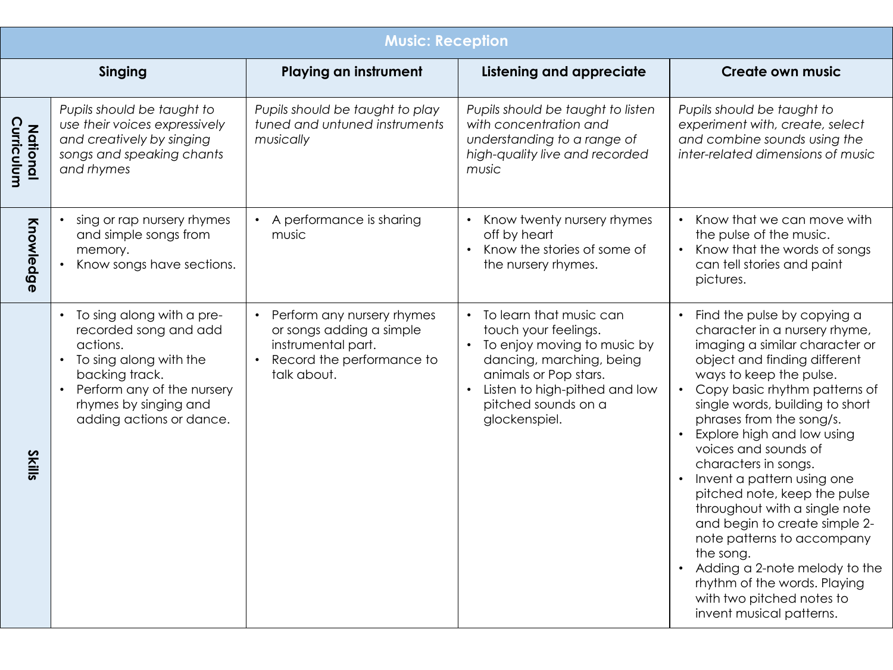| Music: Reception | | | | |
|---|---|---|---|---|
| | **Singing** | **Playing an instrument** | **Listening and appreciate** | **Create own music** |
| **National Curriculum** | *Pupils should be taught to use their voices expressively and creatively by singing songs and speaking chants and rhymes* | *Pupils should be taught to play tuned and untuned instruments musically* | *Pupils should be taught to listen with concentration and understanding to a range of high-quality live and recorded music* | *Pupils should be taught to experiment with, create, select and combine sounds using the inter-related dimensions of music* |
| **Knowledge** | • sing or rap nursery rhymes and simple songs from memory.<br>• Know songs have sections. | • A performance is sharing music | • Know twenty nursery rhymes off by heart<br>• Know the stories of some of the nursery rhymes. | • Know that we can move with the pulse of the music.<br>• Know that the words of songs can tell stories and paint pictures. |
| **Skills** | • To sing along with a pre-recorded song and add actions.<br>• To sing along with the backing track.<br>• Perform any of the nursery rhymes by singing and adding actions or dance. | • Perform any nursery rhymes or songs adding a simple instrumental part.<br>• Record the performance to talk about. | • To learn that music can touch your feelings.<br>• To enjoy moving to music by dancing, marching, being animals or Pop stars.<br>• Listen to high-pithed and low pitched sounds on a glockenspiel. | • Find the pulse by copying a character in a nursery rhyme, imaging a similar character or object and finding different ways to keep the pulse.<br>• Copy basic rhythm patterns of single words, building to short phrases from the song/s.<br>• Explore high and low using voices and sounds of characters in songs.<br>• Invent a pattern using one pitched note, keep the pulse throughout with a single note and begin to create simple 2-note patterns to accompany the song.<br>• Adding a 2-note melody to the rhythm of the words. Playing with two pitched notes to invent musical patterns. |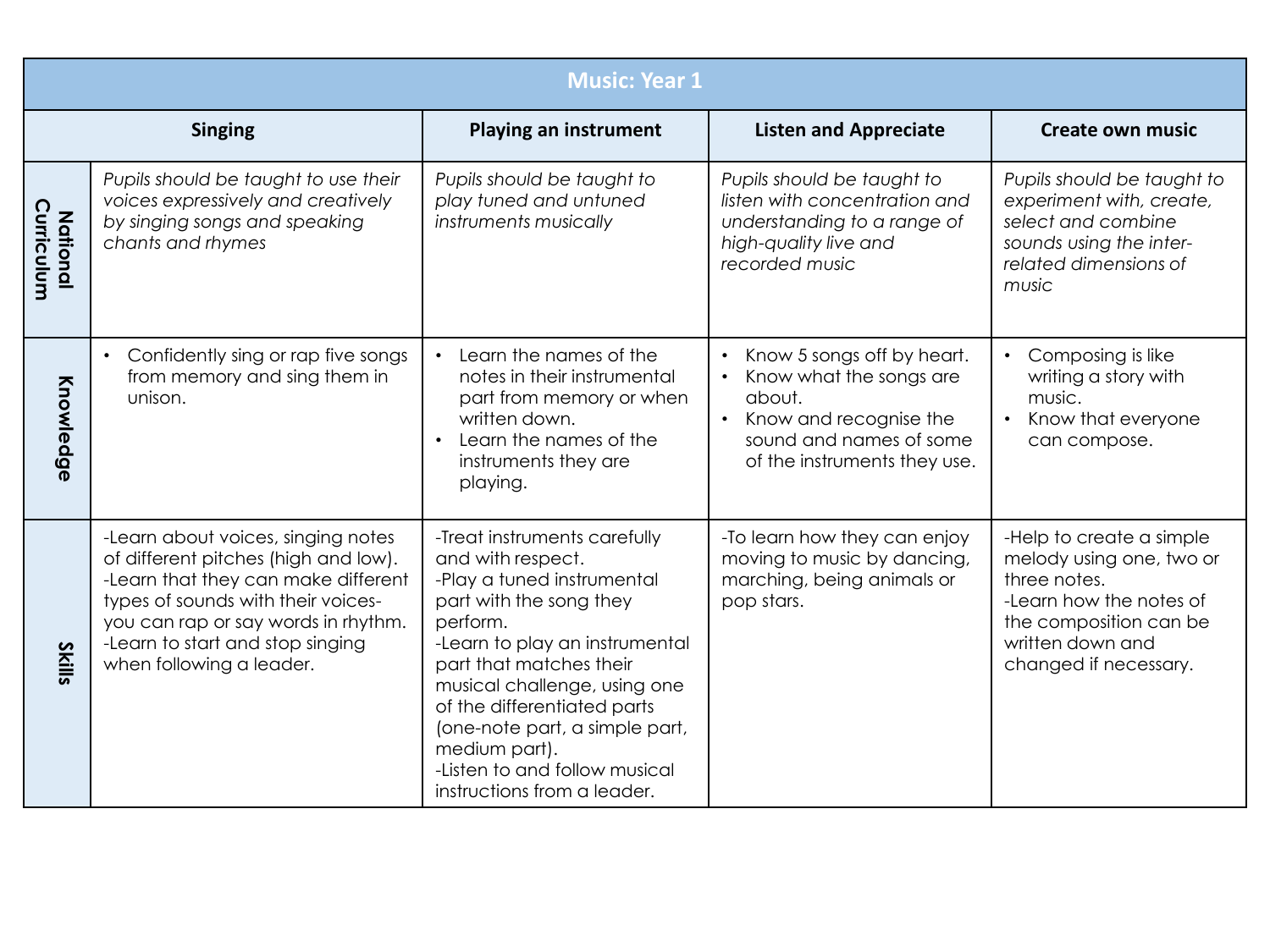| Music: Year 1 | | | | |
|---|---|---|---|---|
| | **Singing** | **Playing an instrument** | **Listen and Appreciate** | **Create own music** |
| **National Curriculum** | *Pupils should be taught to use their voices expressively and creatively by singing songs and speaking chants and rhymes* | *Pupils should be taught to play tuned and untuned instruments musically* | *Pupils should be taught to listen with concentration and understanding to a range of high-quality live and recorded music* | *Pupils should be taught to experiment with, create, select and combine sounds using the inter-related dimensions of music* |
| **Knowledge** | • Confidently sing or rap five songs from memory and sing them in unison. | • Learn the names of the notes in their instrumental part from memory or when written down.<br>• Learn the names of the instruments they are playing. | • Know 5 songs off by heart.<br>• Know what the songs are about.<br>• Know and recognise the sound and names of some of the instruments they use. | • Composing is like writing a story with music.<br>• Know that everyone can compose. |
| **Skills** | -Learn about voices, singing notes of different pitches (high and low).<br>-Learn that they can make different types of sounds with their voices- you can rap or say words in rhythm.<br>-Learn to start and stop singing when following a leader. | -Treat instruments carefully and with respect.<br>-Play a tuned instrumental part with the song they perform.<br>-Learn to play an instrumental part that matches their musical challenge, using one of the differentiated parts (one-note part, a simple part, medium part).<br>-Listen to and follow musical instructions from a leader. | -To learn how they can enjoy moving to music by dancing, marching, being animals or pop stars. | -Help to create a simple melody using one, two or three notes.<br>-Learn how the notes of the composition can be written down and changed if necessary. |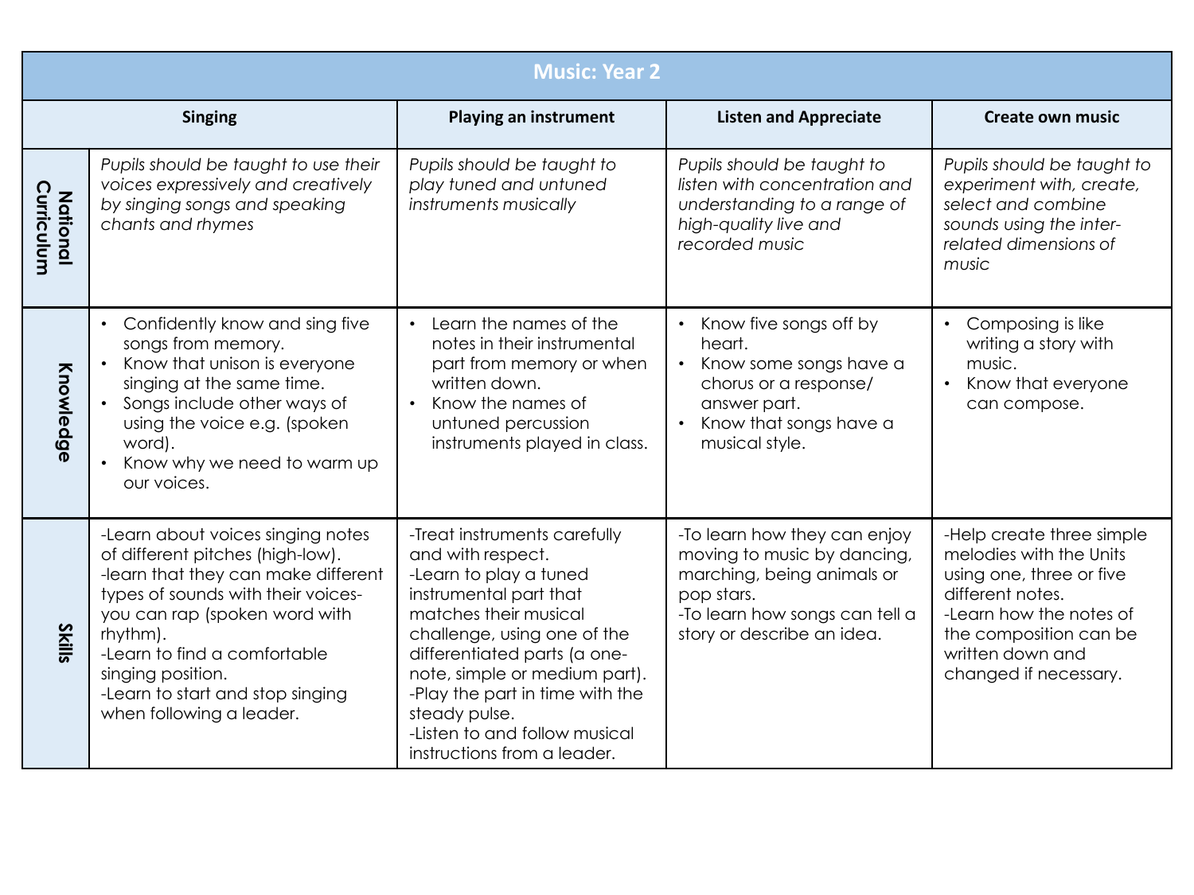| Music: Year 2 | | | | |
|---|---|---|---|---|
| | **Singing** | **Playing an instrument** | **Listen and Appreciate** | **Create own music** |
| **National Curriculum** | *Pupils should be taught to use their voices expressively and creatively by singing songs and speaking chants and rhymes* | *Pupils should be taught to play tuned and untuned instruments musically* | *Pupils should be taught to listen with concentration and understanding to a range of high-quality live and recorded music* | *Pupils should be taught to experiment with, create, select and combine sounds using the inter-related dimensions of music* |
| **Knowledge** | • Confidently know and sing five songs from memory.<br>• Know that unison is everyone singing at the same time.<br>• Songs include other ways of using the voice e.g. (spoken word).<br>• Know why we need to warm up our voices. | • Learn the names of the notes in their instrumental part from memory or when written down.<br>• Know the names of untuned percussion instruments played in class. | • Know five songs off by heart.<br>• Know some songs have a chorus or a response/ answer part.<br>• Know that songs have a musical style. | • Composing is like writing a story with music.<br>• Know that everyone can compose. |
| **Skills** | -Learn about voices singing notes of different pitches (high-low).<br>-learn that they can make different types of sounds with their voices- you can rap (spoken word with rhythm).<br>-Learn to find a comfortable singing position.<br>-Learn to start and stop singing when following a leader. | -Treat instruments carefully and with respect.<br>-Learn to play a tuned instrumental part that matches their musical challenge, using one of the differentiated parts (a one-note, simple or medium part).<br>-Play the part in time with the steady pulse.<br>-Listen to and follow musical instructions from a leader. | -To learn how they can enjoy moving to music by dancing, marching, being animals or pop stars.<br>-To learn how songs can tell a story or describe an idea. | -Help create three simple melodies with the Units using one, three or five different notes.<br>-Learn how the notes of the composition can be written down and changed if necessary. |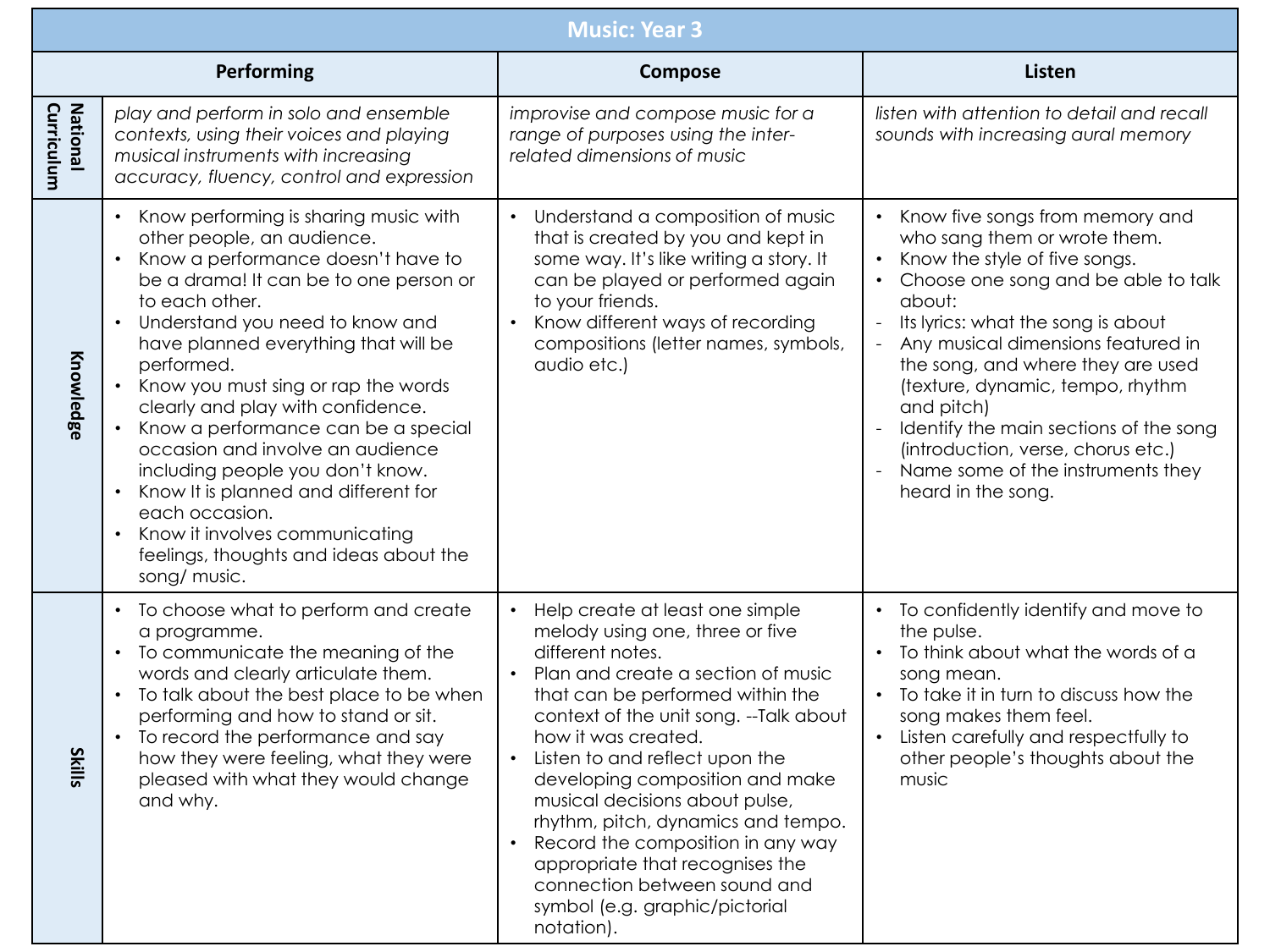| Music: Year 3 | | | |
|---|---|---|---|
| | **Performing** | **Compose** | **Listen** |
| **National Curriculum** | *play and perform in solo and ensemble contexts, using their voices and playing musical instruments with increasing accuracy, fluency, control and expression* | *improvise and compose music for a range of purposes using the inter-related dimensions of music* | *listen with attention to detail and recall sounds with increasing aural memory* |
| **Knowledge** | • Know performing is sharing music with other people, an audience.<br>• Know a performance doesn't have to be a drama! It can be to one person or to each other.<br>• Understand you need to know and have planned everything that will be performed.<br>• Know you must sing or rap the words clearly and play with confidence.<br>• Know a performance can be a special occasion and involve an audience including people you don't know.<br>• Know It is planned and different for each occasion.<br>• Know it involves communicating feelings, thoughts and ideas about the song/ music. | • Understand a composition of music that is created by you and kept in some way. It's like writing a story. It can be played or performed again to your friends.<br>• Know different ways of recording compositions (letter names, symbols, audio etc.) | • Know five songs from memory and who sang them or wrote them.<br>• Know the style of five songs.<br>• Choose one song and be able to talk about:<br>- Its lyrics: what the song is about<br>- Any musical dimensions featured in the song, and where they are used (texture, dynamic, tempo, rhythm and pitch)<br>- Identify the main sections of the song (introduction, verse, chorus etc.)<br>- Name some of the instruments they heard in the song. |
| **Skills** | • To choose what to perform and create a programme.<br>• To communicate the meaning of the words and clearly articulate them.<br>• To talk about the best place to be when performing and how to stand or sit.<br>• To record the performance and say how they were feeling, what they were pleased with what they would change and why. | • Help create at least one simple melody using one, three or five different notes.<br>• Plan and create a section of music that can be performed within the context of the unit song. --Talk about how it was created.<br>• Listen to and reflect upon the developing composition and make musical decisions about pulse, rhythm, pitch, dynamics and tempo.<br>• Record the composition in any way appropriate that recognises the connection between sound and symbol (e.g. graphic/pictorial notation). | • To confidently identify and move to the pulse.<br>• To think about what the words of a song mean.<br>• To take it in turn to discuss how the song makes them feel.<br>• Listen carefully and respectfully to other people's thoughts about the music |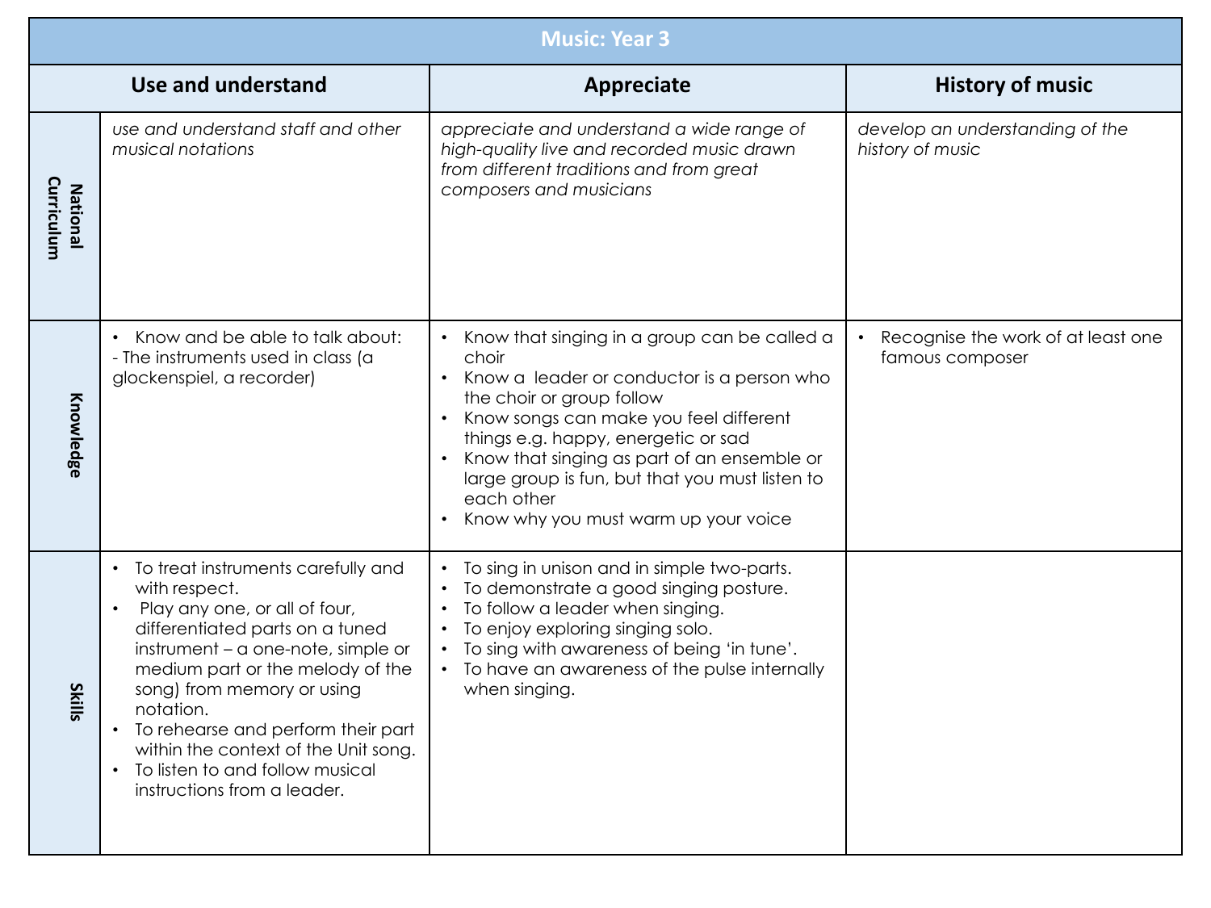| Music: Year 3 | | | |
|---|---|---|---|
| | **Use and understand** | **Appreciate** | **History of music** |
| **National Curriculum** | *use and understand staff and other musical notations* | *appreciate and understand a wide range of high-quality live and recorded music drawn from different traditions and from great composers and musicians* | *develop an understanding of the history of music* |
| **Knowledge** | • Know and be able to talk about:<br>- The instruments used in class (a glockenspiel, a recorder) | • Know that singing in a group can be called a choir<br>• Know a leader or conductor is a person who the choir or group follow<br>• Know songs can make you feel different things e.g. happy, energetic or sad<br>• Know that singing as part of an ensemble or large group is fun, but that you must listen to each other<br>• Know why you must warm up your voice | • Recognise the work of at least one famous composer |
| **Skills** | • To treat instruments carefully and with respect.<br>• Play any one, or all of four, differentiated parts on a tuned instrument – a one-note, simple or medium part or the melody of the song) from memory or using notation.<br>• To rehearse and perform their part within the context of the Unit song.<br>• To listen to and follow musical instructions from a leader. | • To sing in unison and in simple two-parts.<br>• To demonstrate a good singing posture.<br>• To follow a leader when singing.<br>• To enjoy exploring singing solo.<br>• To sing with awareness of being 'in tune'.<br>• To have an awareness of the pulse internally when singing. | |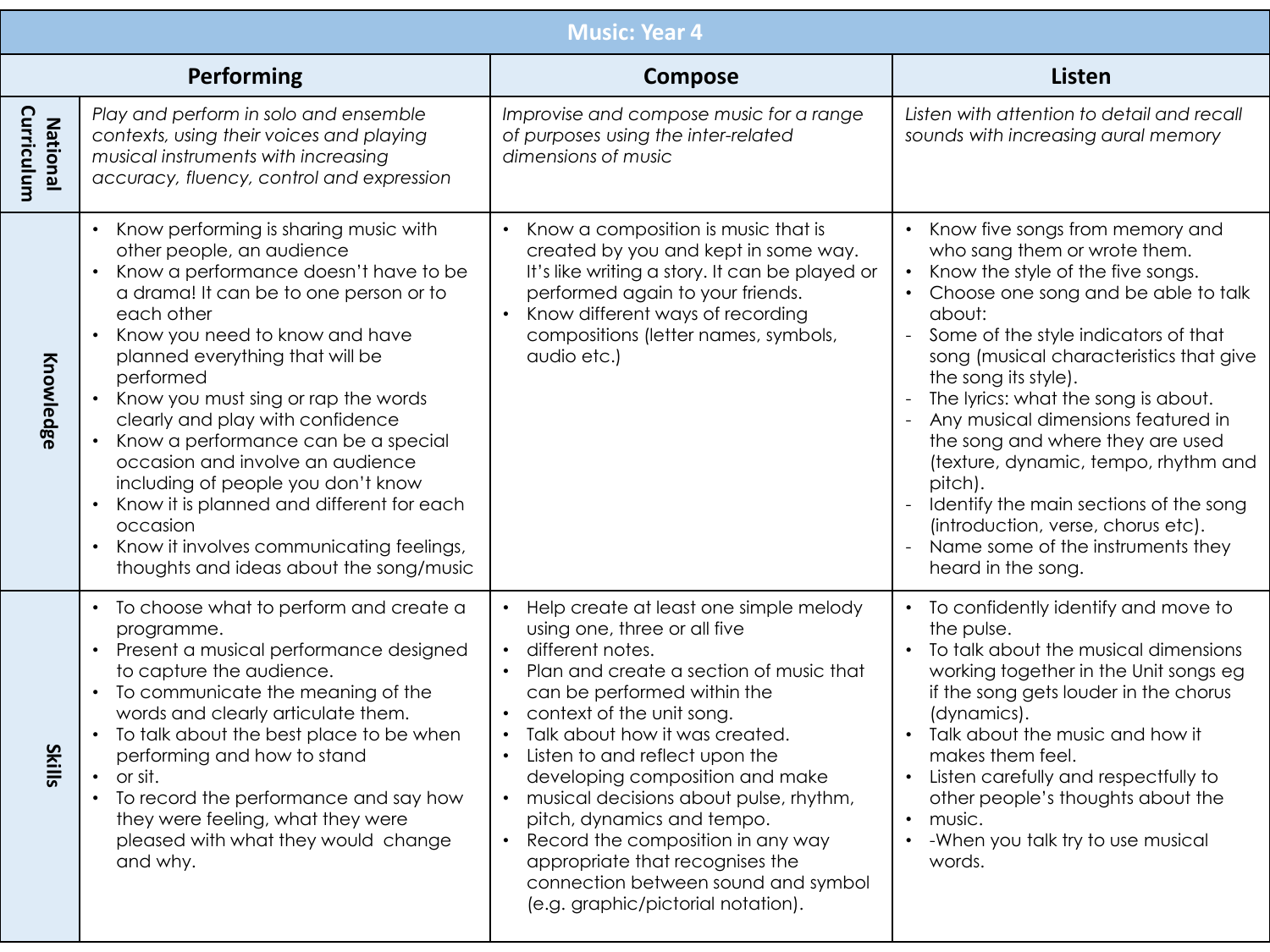| Music: Year 4 | | | |
|---|---|---|---|
| | **Performing** | **Compose** | **Listen** |
| **National Curriculum** | *Play and perform in solo and ensemble contexts, using their voices and playing musical instruments with increasing accuracy, fluency, control and expression* | *Improvise and compose music for a range of purposes using the inter-related dimensions of music* | *Listen with attention to detail and recall sounds with increasing aural memory* |
| **Knowledge** | • Know performing is sharing music with other people, an audience<br>• Know a performance doesn't have to be a drama! It can be to one person or to each other<br>• Know you need to know and have planned everything that will be performed<br>• Know you must sing or rap the words clearly and play with confidence<br>• Know a performance can be a special occasion and involve an audience including of people you don't know<br>• Know it is planned and different for each occasion<br>• Know it involves communicating feelings, thoughts and ideas about the song/music | • Know a composition is music that is created by you and kept in some way. It's like writing a story. It can be played or performed again to your friends.<br>• Know different ways of recording compositions (letter names, symbols, audio etc.) | • Know five songs from memory and who sang them or wrote them.<br>• Know the style of the five songs.<br>• Choose one song and be able to talk about:<br>- Some of the style indicators of that song (musical characteristics that give the song its style).<br>- The lyrics: what the song is about.<br>- Any musical dimensions featured in the song and where they are used (texture, dynamic, tempo, rhythm and pitch).<br>- Identify the main sections of the song (introduction, verse, chorus etc).<br>- Name some of the instruments they heard in the song. |
| **Skills** | • To choose what to perform and create a programme.<br>• Present a musical performance designed to capture the audience.<br>• To communicate the meaning of the words and clearly articulate them.<br>• To talk about the best place to be when performing and how to stand<br>• or sit.<br>• To record the performance and say how they were feeling, what they were pleased with what they would change and why. | • Help create at least one simple melody using one, three or all five<br>• different notes.<br>• Plan and create a section of music that can be performed within the<br>• context of the unit song.<br>• Talk about how it was created.<br>• Listen to and reflect upon the developing composition and make<br>• musical decisions about pulse, rhythm, pitch, dynamics and tempo.<br>• Record the composition in any way appropriate that recognises the connection between sound and symbol (e.g. graphic/pictorial notation). | • To confidently identify and move to the pulse.<br>• To talk about the musical dimensions working together in the Unit songs eg if the song gets louder in the chorus (dynamics).<br>• Talk about the music and how it makes them feel.<br>• Listen carefully and respectfully to other people's thoughts about the<br>• music.<br>• -When you talk try to use musical words. |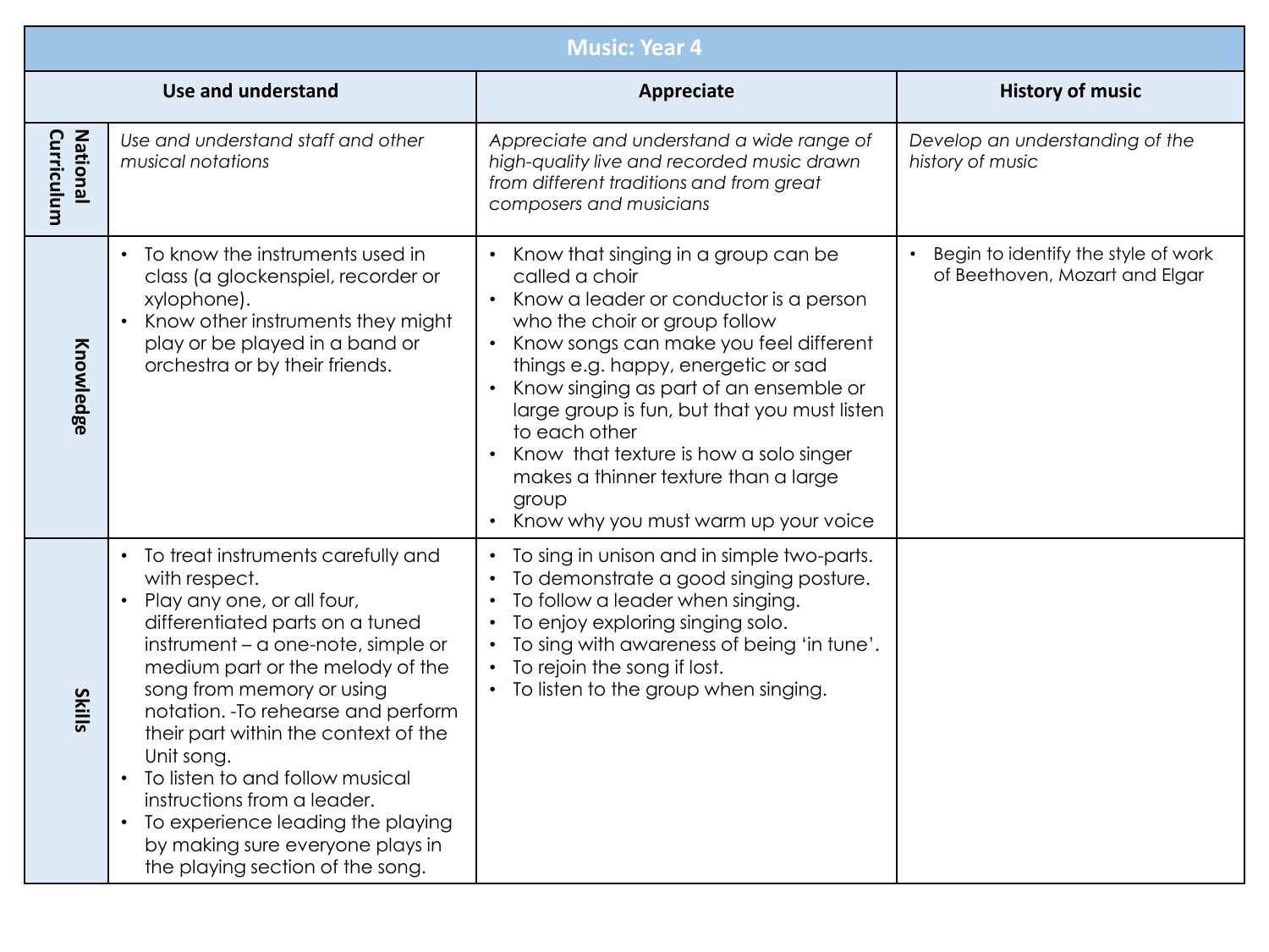| Music: Year 4 | | | |
|---|---|---|---|
| | **Use and understand** | **Appreciate** | **History of music** |
| **National Curriculum** | *Use and understand staff and other musical notations* | *Appreciate and understand a wide range of high-quality live and recorded music drawn from different traditions and from great composers and musicians* | *Develop an understanding of the history of music* |
| **Knowledge** | • To know the instruments used in class (a glockenspiel, recorder or xylophone).<br>• Know other instruments they might play or be played in a band or orchestra or by their friends. | • Know that singing in a group can be called a choir<br>• Know a leader or conductor is a person who the choir or group follow<br>• Know songs can make you feel different things e.g. happy, energetic or sad<br>• Know singing as part of an ensemble or large group is fun, but that you must listen to each other<br>• Know that texture is how a solo singer makes a thinner texture than a large group<br>• Know why you must warm up your voice | • Begin to identify the style of work of Beethoven, Mozart and Elgar |
| **Skills** | • To treat instruments carefully and with respect.<br>• Play any one, or all four, differentiated parts on a tuned instrument – a one-note, simple or medium part or the melody of the song from memory or using notation. -To rehearse and perform their part within the context of the Unit song.<br>• To listen to and follow musical instructions from a leader.<br>• To experience leading the playing by making sure everyone plays in the playing section of the song. | • To sing in unison and in simple two-parts.<br>• To demonstrate a good singing posture.<br>• To follow a leader when singing.<br>• To enjoy exploring singing solo.<br>• To sing with awareness of being 'in tune'.<br>• To rejoin the song if lost.<br>• To listen to the group when singing. | |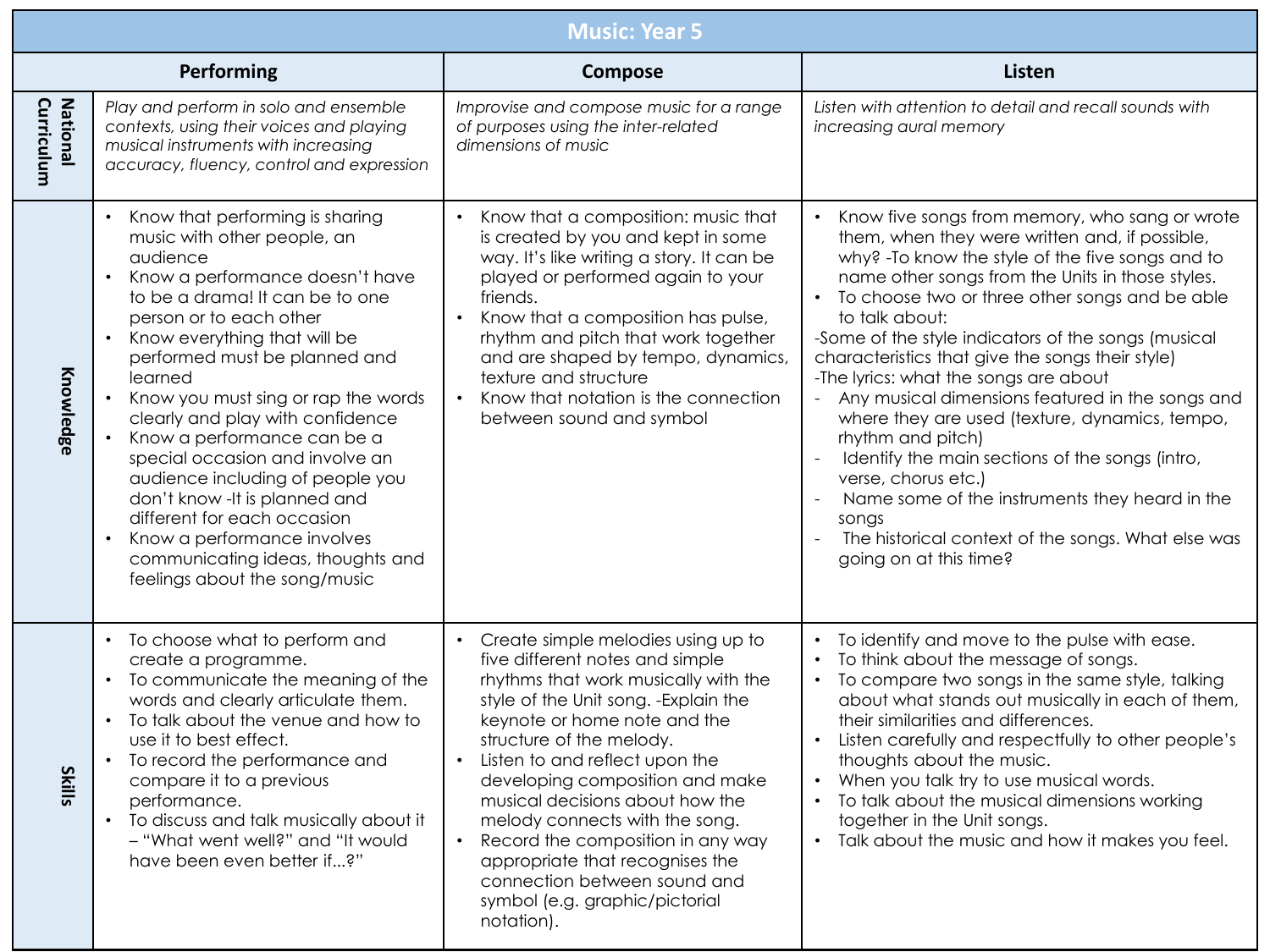# Music: Year 5

| | Performing | Compose | Listen |
|---|---|---|---|
| **National Curriculum** | *Play and perform in solo and ensemble contexts, using their voices and playing musical instruments with increasing accuracy, fluency, control and expression* | *Improvise and compose music for a range of purposes using the inter-related dimensions of music* | *Listen with attention to detail and recall sounds with increasing aural memory* |
| **Knowledge** | • Know that performing is sharing music with other people, an audience<br>• Know a performance doesn't have to be a drama! It can be to one person or to each other<br>• Know everything that will be performed must be planned and learned<br>• Know you must sing or rap the words clearly and play with confidence<br>• Know a performance can be a special occasion and involve an audience including of people you don't know -It is planned and different for each occasion<br>• Know a performance involves communicating ideas, thoughts and feelings about the song/music | • Know that a composition: music that is created by you and kept in some way. It's like writing a story. It can be played or performed again to your friends.<br>• Know that a composition has pulse, rhythm and pitch that work together and are shaped by tempo, dynamics, texture and structure<br>• Know that notation is the connection between sound and symbol | • Know five songs from memory, who sang or wrote them, when they were written and, if possible, why? -To know the style of the five songs and to name other songs from the Units in those styles.<br>• To choose two or three other songs and be able to talk about:<br>-Some of the style indicators of the songs (musical characteristics that give the songs their style)<br>-The lyrics: what the songs are about<br>- Any musical dimensions featured in the songs and where they are used (texture, dynamics, tempo, rhythm and pitch)<br>- Identify the main sections of the songs (intro, verse, chorus etc.)<br>- Name some of the instruments they heard in the songs<br>- The historical context of the songs. What else was going on at this time? |
| **Skills** | • To choose what to perform and create a programme.<br>• To communicate the meaning of the words and clearly articulate them.<br>• To talk about the venue and how to use it to best effect.<br>• To record the performance and compare it to a previous performance.<br>• To discuss and talk musically about it – "What went well?" and "It would have been even better if...?" | • Create simple melodies using up to five different notes and simple rhythms that work musically with the style of the Unit song. -Explain the keynote or home note and the structure of the melody.<br>• Listen to and reflect upon the developing composition and make musical decisions about how the melody connects with the song.<br>• Record the composition in any way appropriate that recognises the connection between sound and symbol (e.g. graphic/pictorial notation). | • To identify and move to the pulse with ease.<br>• To think about the message of songs.<br>• To compare two songs in the same style, talking about what stands out musically in each of them, their similarities and differences.<br>• Listen carefully and respectfully to other people's thoughts about the music.<br>• When you talk try to use musical words.<br>• To talk about the musical dimensions working together in the Unit songs.<br>• Talk about the music and how it makes you feel. |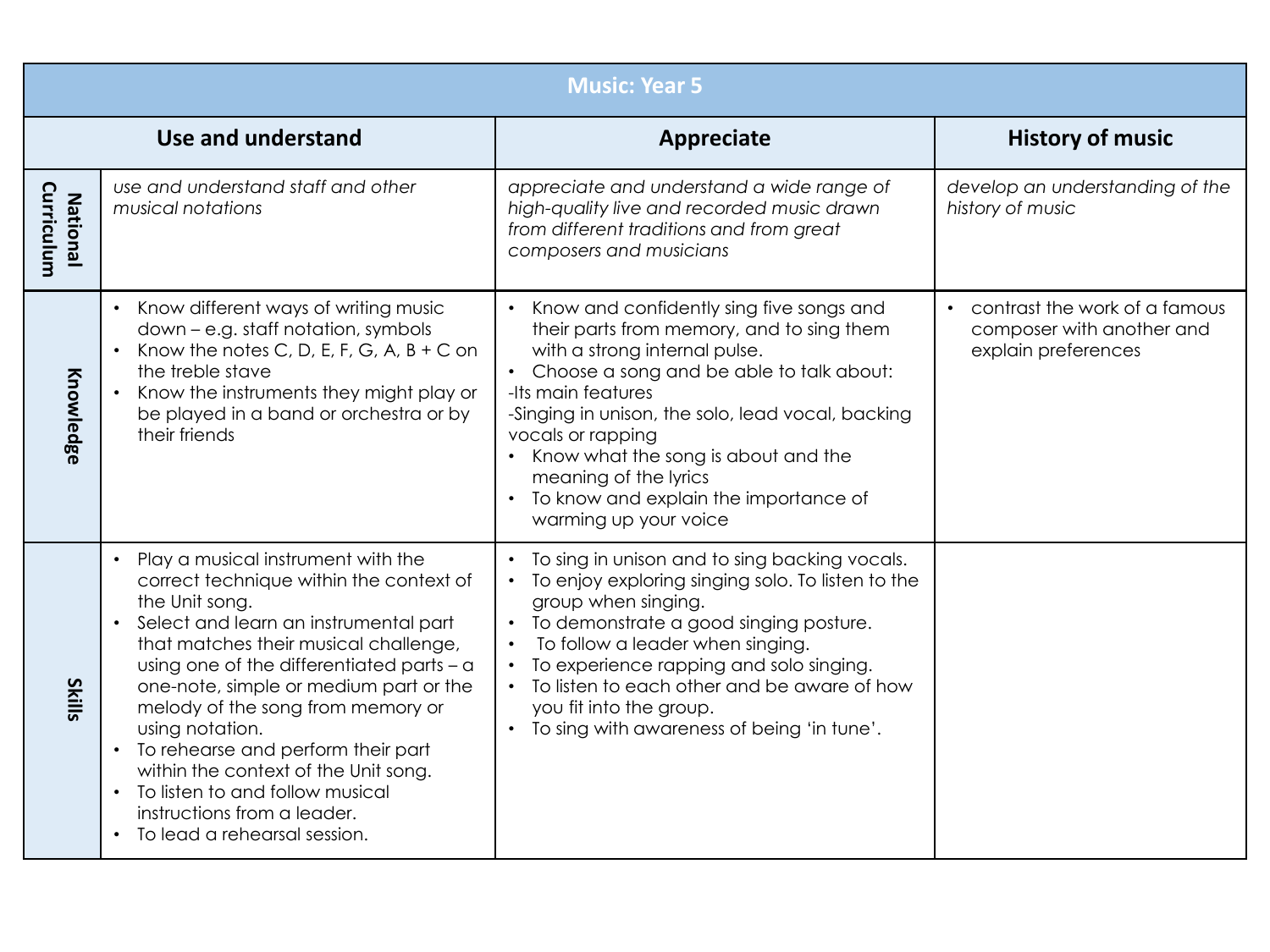| Music: Year 5 | | | |
|---|---|---|---|
| | **Use and understand** | **Appreciate** | **History of music** |
| **National Curriculum** | *use and understand staff and other musical notations* | *appreciate and understand a wide range of high-quality live and recorded music drawn from different traditions and from great composers and musicians* | *develop an understanding of the history of music* |
| **Knowledge** | • Know different ways of writing music down – e.g. staff notation, symbols<br>• Know the notes C, D, E, F, G, A, B + C on the treble stave<br>• Know the instruments they might play or be played in a band or orchestra or by their friends | • Know and confidently sing five songs and their parts from memory, and to sing them with a strong internal pulse.<br>• Choose a song and be able to talk about:<br>-Its main features<br>-Singing in unison, the solo, lead vocal, backing vocals or rapping<br>• Know what the song is about and the meaning of the lyrics<br>• To know and explain the importance of warming up your voice | • contrast the work of a famous composer with another and explain preferences |
| **Skills** | • Play a musical instrument with the correct technique within the context of the Unit song.<br>• Select and learn an instrumental part that matches their musical challenge, using one of the differentiated parts – a one-note, simple or medium part or the melody of the song from memory or using notation.<br>• To rehearse and perform their part within the context of the Unit song.<br>• To listen to and follow musical instructions from a leader.<br>• To lead a rehearsal session. | • To sing in unison and to sing backing vocals.<br>• To enjoy exploring singing solo. To listen to the group when singing.<br>• To demonstrate a good singing posture.<br>• To follow a leader when singing.<br>• To experience rapping and solo singing.<br>• To listen to each other and be aware of how you fit into the group.<br>• To sing with awareness of being 'in tune'. | |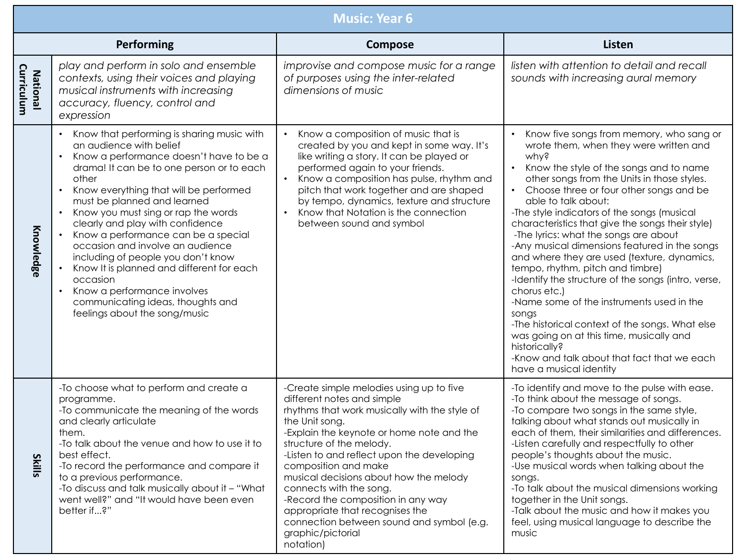| Music: Year 6 | | | |
|---|---|---|---|
| | **Performing** | **Compose** | **Listen** |
| **National Curriculum** | *play and perform in solo and ensemble contexts, using their voices and playing musical instruments with increasing accuracy, fluency, control and expression* | *improvise and compose music for a range of purposes using the inter-related dimensions of music* | *listen with attention to detail and recall sounds with increasing aural memory* |
| **Knowledge** | • Know that performing is sharing music with an audience with belief<br>• Know a performance doesn't have to be a drama! It can be to one person or to each other<br>• Know everything that will be performed must be planned and learned<br>• Know you must sing or rap the words clearly and play with confidence<br>• Know a performance can be a special occasion and involve an audience including of people you don't know<br>• Know It is planned and different for each occasion<br>• Know a performance involves communicating ideas, thoughts and feelings about the song/music | • Know a composition of music that is created by you and kept in some way. It's like writing a story. It can be played or performed again to your friends.<br>• Know a composition has pulse, rhythm and pitch that work together and are shaped by tempo, dynamics, texture and structure<br>• Know that Notation is the connection between sound and symbol | • Know five songs from memory, who sang or wrote them, when they were written and why?<br>• Know the style of the songs and to name other songs from the Units in those styles.<br>• Choose three or four other songs and be able to talk about:<br>-The style indicators of the songs (musical characteristics that give the songs their style)<br>-The lyrics: what the songs are about<br>-Any musical dimensions featured in the songs and where they are used (texture, dynamics, tempo, rhythm, pitch and timbre)<br>-Identify the structure of the songs (intro, verse, chorus etc.)<br>-Name some of the instruments used in the songs<br>-The historical context of the songs. What else was going on at this time, musically and historically?<br>-Know and talk about that fact that we each have a musical identity |
| **Skills** | -To choose what to perform and create a programme.<br>-To communicate the meaning of the words and clearly articulate them.<br>-To talk about the venue and how to use it to best effect.<br>-To record the performance and compare it to a previous performance.<br>-To discuss and talk musically about it – "What went well?" and "It would have been even better if...?" | -Create simple melodies using up to five different notes and simple rhythms that work musically with the style of the Unit song.<br>-Explain the keynote or home note and the structure of the melody.<br>-Listen to and reflect upon the developing composition and make musical decisions about how the melody connects with the song.<br>-Record the composition in any way appropriate that recognises the connection between sound and symbol (e.g. graphic/pictorial notation) | -To identify and move to the pulse with ease.<br>-To think about the message of songs.<br>-To compare two songs in the same style, talking about what stands out musically in each of them, their similarities and differences.<br>-Listen carefully and respectfully to other people's thoughts about the music.<br>-Use musical words when talking about the songs.<br>-To talk about the musical dimensions working together in the Unit songs.<br>-Talk about the music and how it makes you feel, using musical language to describe the music |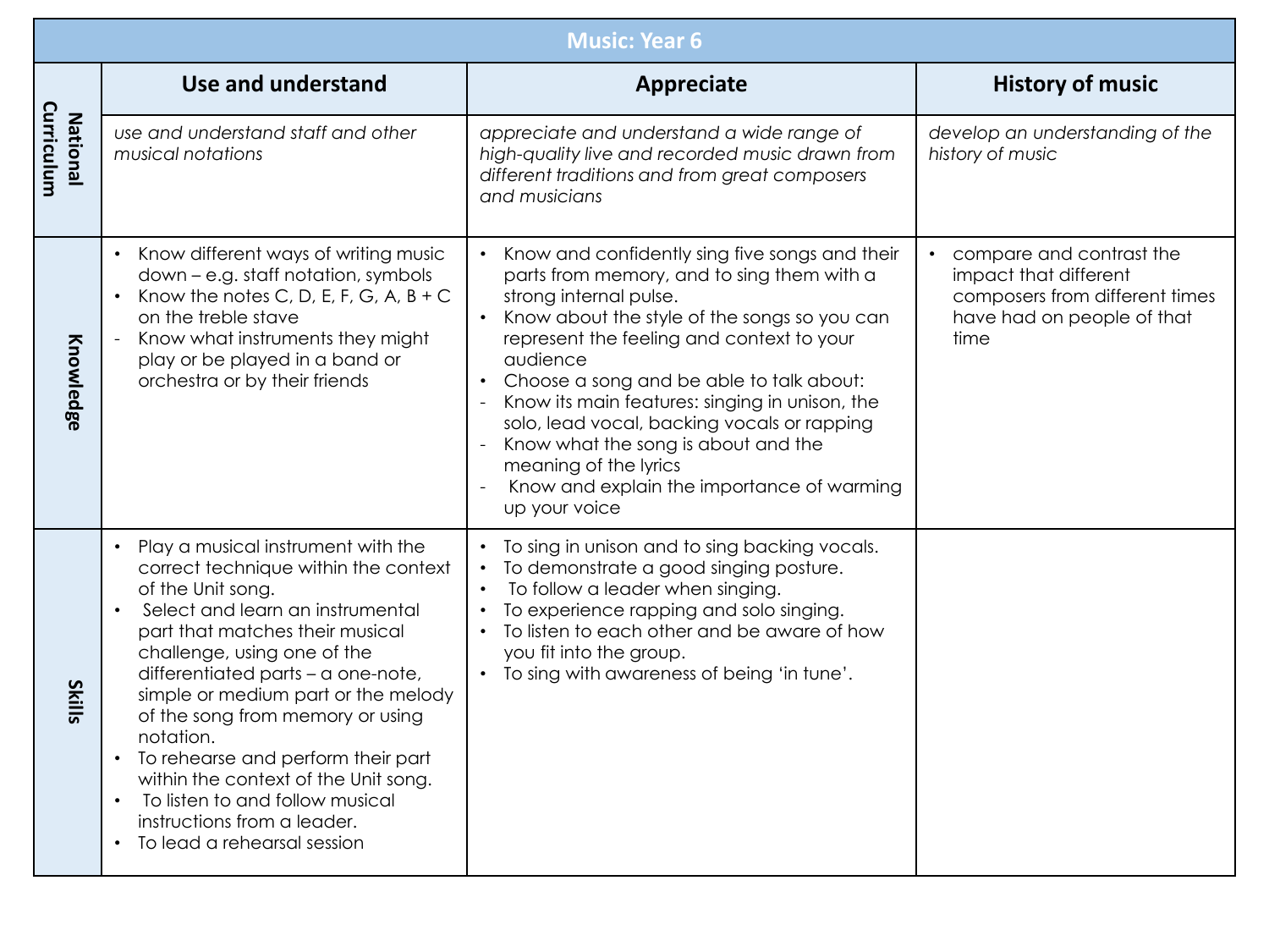| Music: Year 6 | | | |
|---|---|---|---|
| | **Use and understand** | **Appreciate** | **History of music** |
| **National Curriculum** | *use and understand staff and other musical notations* | *appreciate and understand a wide range of high-quality live and recorded music drawn from different traditions and from great composers and musicians* | *develop an understanding of the history of music* |
| **Knowledge** | • Know different ways of writing music down – e.g. staff notation, symbols<br>• Know the notes C, D, E, F, G, A, B + C on the treble stave<br>- Know what instruments they might play or be played in a band or orchestra or by their friends | • Know and confidently sing five songs and their parts from memory, and to sing them with a strong internal pulse.<br>• Know about the style of the songs so you can represent the feeling and context to your audience<br>• Choose a song and be able to talk about:<br>- Know its main features: singing in unison, the solo, lead vocal, backing vocals or rapping<br>- Know what the song is about and the meaning of the lyrics<br>- Know and explain the importance of warming up your voice | • compare and contrast the impact that different composers from different times have had on people of that time |
| **Skills** | • Play a musical instrument with the correct technique within the context of the Unit song.<br>• Select and learn an instrumental part that matches their musical challenge, using one of the differentiated parts – a one-note, simple or medium part or the melody of the song from memory or using notation.<br>• To rehearse and perform their part within the context of the Unit song.<br>• To listen to and follow musical instructions from a leader.<br>• To lead a rehearsal session | • To sing in unison and to sing backing vocals.<br>• To demonstrate a good singing posture.<br>• To follow a leader when singing.<br>• To experience rapping and solo singing.<br>• To listen to each other and be aware of how you fit into the group.<br>• To sing with awareness of being 'in tune'. | |